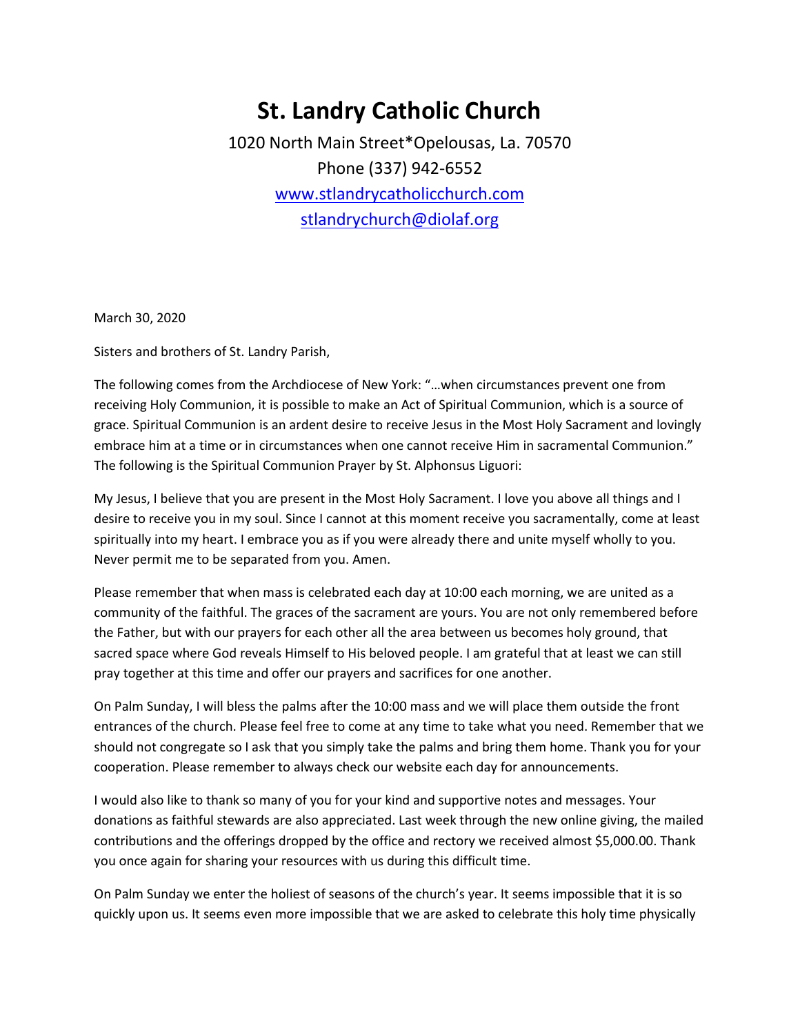# St. Landry Catholic Church

1020 North Main Street*Opelousas, La. 70570

Phone (337) 942-6552

www.stlandrycatholicchurch.com

stlandrychurch@diolaf.org

March 30, 2020

Sisters and brothers of St. Landry Parish,

The following comes from the Archdiocese of New York: "…when circumstances prevent one from receiving Holy Communion, it is possible to make an Act of Spiritual Communion, which is a source of grace. Spiritual Communion is an ardent desire to receive Jesus in the Most Holy Sacrament and lovingly embrace him at a time or in circumstances when one cannot receive Him in sacramental Communion." The following is the Spiritual Communion Prayer by St. Alphonsus Liguori:

My Jesus, I believe that you are present in the Most Holy Sacrament. I love you above all things and I desire to receive you in my soul. Since I cannot at this moment receive you sacramentally, come at least spiritually into my heart. I embrace you as if you were already there and unite myself wholly to you. Never permit me to be separated from you. Amen.

Please remember that when mass is celebrated each day at 10:00 each morning, we are united as a community of the faithful. The graces of the sacrament are yours. You are not only remembered before the Father, but with our prayers for each other all the area between us becomes holy ground, that sacred space where God reveals Himself to His beloved people. I am grateful that at least we can still pray together at this time and offer our prayers and sacrifices for one another.

On Palm Sunday, I will bless the palms after the 10:00 mass and we will place them outside the front entrances of the church. Please feel free to come at any time to take what you need. Remember that we should not congregate so I ask that you simply take the palms and bring them home. Thank you for your cooperation. Please remember to always check our website each day for announcements.

I would also like to thank so many of you for your kind and supportive notes and messages. Your donations as faithful stewards are also appreciated. Last week through the new online giving, the mailed contributions and the offerings dropped by the office and rectory we received almost $5,000.00. Thank you once again for sharing your resources with us during this difficult time.

On Palm Sunday we enter the holiest of seasons of the church's year. It seems impossible that it is so quickly upon us. It seems even more impossible that we are asked to celebrate this holy time physically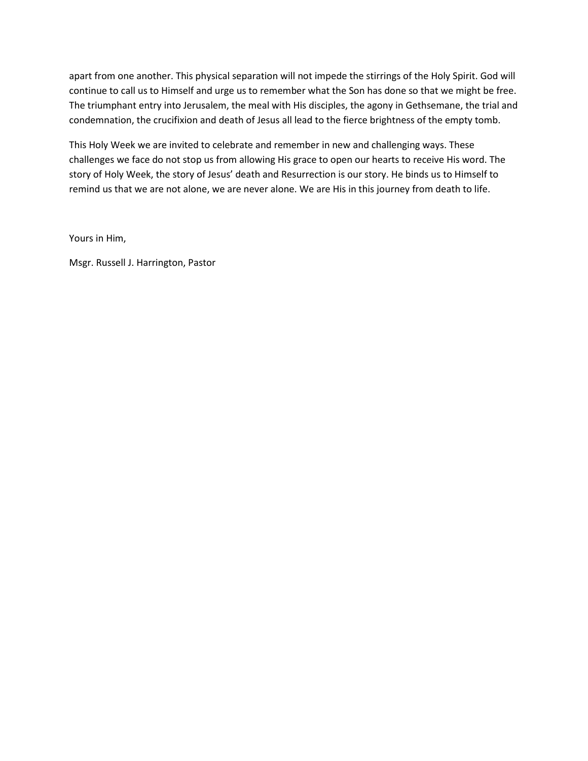apart from one another. This physical separation will not impede the stirrings of the Holy Spirit. God will continue to call us to Himself and urge us to remember what the Son has done so that we might be free. The triumphant entry into Jerusalem, the meal with His disciples, the agony in Gethsemane, the trial and condemnation, the crucifixion and death of Jesus all lead to the fierce brightness of the empty tomb.

This Holy Week we are invited to celebrate and remember in new and challenging ways. These challenges we face do not stop us from allowing His grace to open our hearts to receive His word. The story of Holy Week, the story of Jesus' death and Resurrection is our story. He binds us to Himself to remind us that we are not alone, we are never alone. We are His in this journey from death to life.

Yours in Him,

Msgr. Russell J. Harrington, Pastor